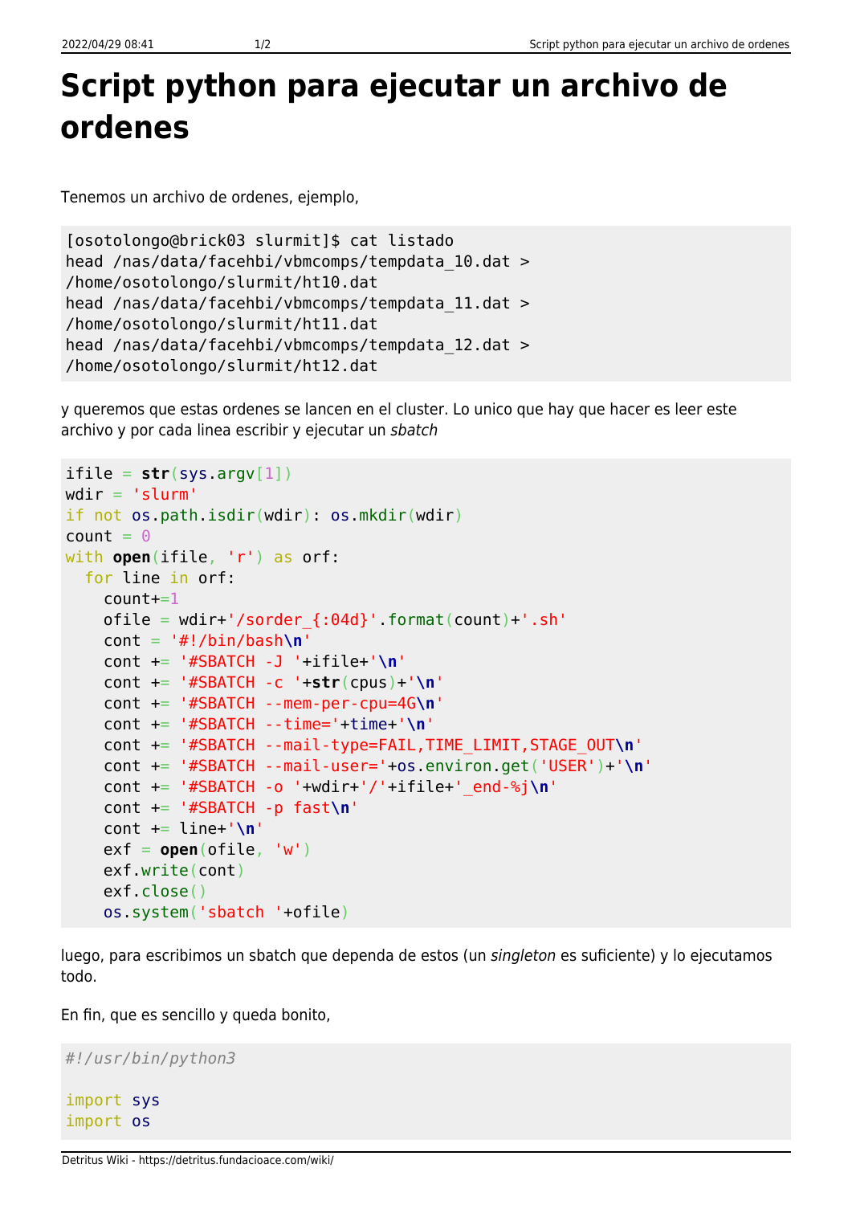# Script python para ejecutar un archivo de ordenes

Tenemos un archivo de ordenes, ejemplo,

```
[osotolongo@brick03 slurmit]$ cat listado
head /nas/data/facehbi/vbmcomps/tempdata_10.dat >
/home/osotolongo/slurmit/ht10.dat
head /nas/data/facehbi/vbmcomps/tempdata_11.dat >
/home/osotolongo/slurmit/ht11.dat
head /nas/data/facehbi/vbmcomps/tempdata_12.dat >
/home/osotolongo/slurmit/ht12.dat
```

y queremos que estas ordenes se lancen en el cluster. Lo unico que hay que hacer es leer este archivo y por cada linea escribir y ejecutar un *sbatch*

```
ifile = str(sys.argv[1])
wdir = 'slurm'
if not os.path.isdir(wdir): os.mkdir(wdir)
count = 0
with open(ifile, 'r') as orf:
  for line in orf:
    count+=1
    ofile = wdir+'/sorder_{:04d}'.format(count)+'.sh'
    cont = '#!/bin/bash\n'
    cont += '#SBATCH -J '+ifile+'\n'
    cont += '#SBATCH -c '+str(cpus)+'\n'
    cont += '#SBATCH --mem-per-cpu=4G\n'
    cont += '#SBATCH --time='+time+'\n'
    cont += '#SBATCH --mail-type=FAIL,TIME_LIMIT,STAGE_OUT\n'
    cont += '#SBATCH --mail-user='+os.environ.get('USER')+'\n'
    cont += '#SBATCH -o '+wdir+'/'+ifile+'_end-%j\n'
    cont += '#SBATCH -p fast\n'
    cont += line+'\n'
    exf = open(ofile, 'w')
    exf.write(cont)
    exf.close()
    os.system('sbatch '+ofile)
```

luego, para escribimos un sbatch que dependa de estos (un *singleton* es suficiente) y lo ejecutamos todo.

En fin, que es sencillo y queda bonito,

```
#!/usr/bin/python3

import sys
import os
```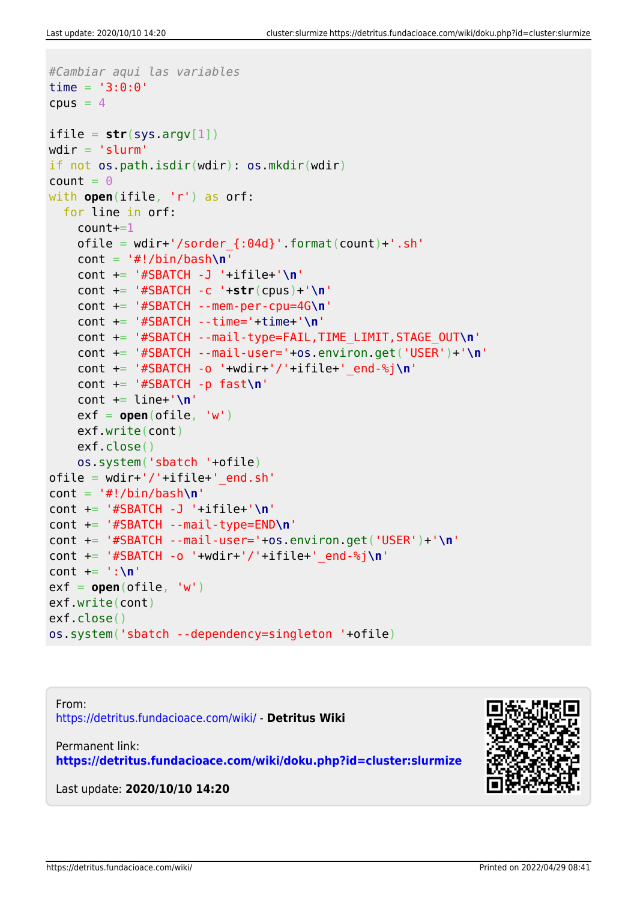```
#Cambiar aqui las variables
time = '3:0:0'
cpus = 4

ifile = str(sys.argv[1])
wdir = 'slurm'
if not os.path.isdir(wdir): os.mkdir(wdir)
count = 0
with open(ifile, 'r') as orf:
  for line in orf:
    count+=1
    ofile = wdir+'/sorder_{:04d}'.format(count)+'.sh'
    cont = '#!/bin/bash\n'
    cont += '#SBATCH -J '+ifile+'\n'
    cont += '#SBATCH -c '+str(cpus)+'\n'
    cont += '#SBATCH --mem-per-cpu=4G\n'
    cont += '#SBATCH --time='+time+'\n'
    cont += '#SBATCH --mail-type=FAIL,TIME_LIMIT,STAGE_OUT\n'
    cont += '#SBATCH --mail-user='+os.environ.get('USER')+'\n'
    cont += '#SBATCH -o '+wdir+'/'+ifile+'_end-%j\n'
    cont += '#SBATCH -p fast\n'
    cont += line+'\n'
    exf = open(ofile, 'w')
    exf.write(cont)
    exf.close()
    os.system('sbatch '+ofile)
ofile = wdir+'/'+ifile+'_end.sh'
cont = '#!/bin/bash\n'
cont += '#SBATCH -J '+ifile+'\n'
cont += '#SBATCH --mail-type=END\n'
cont += '#SBATCH --mail-user='+os.environ.get('USER')+'\n'
cont += '#SBATCH -o '+wdir+'/'+ifile+'_end-%j\n'
cont += ':\n'
exf = open(ofile, 'w')
exf.write(cont)
exf.close()
os.system('sbatch --dependency=singleton '+ofile)
```

From:
https://detritus.fundacioace.com/wiki/ - **Detritus Wiki**

Permanent link:
**https://detritus.fundacioace.com/wiki/doku.php?id=cluster:slurmize**

Last update: **2020/10/10 14:20**